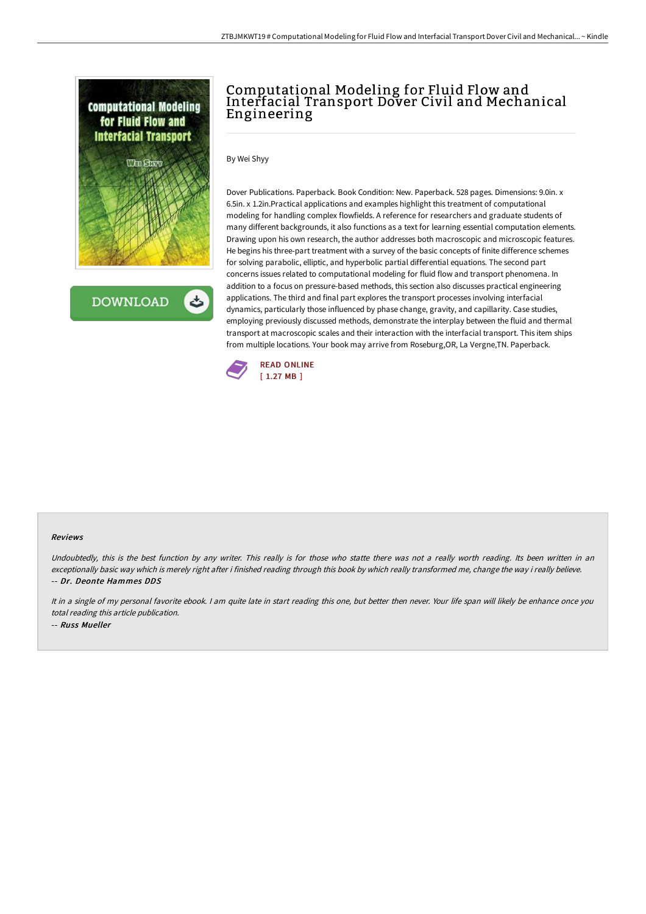# Computational Modeling for Fluid Flow and Interfacial Transport Dover Civil and Mechanical Engineering

By Wei Shyy

Dover Publications. Paperback. Book Condition: New. Paperback. 528 pages. Dimensions: 9.0in. x 6.5in. x 1.2in.Practical applications and examples highlight this treatment of computational modeling for handling complex flowfields. A reference for researchers and graduate students of many different backgrounds, it also functions as a text for learning essential computation elements. Drawing upon his own research, the author addresses both macroscopic and microscopic features. He begins his three-part treatment with a survey of the basic concepts of finite difference schemes for solving parabolic, elliptic, and hyperbolic partial differential equations. The second part concerns issues related to computational modeling for fluid flow and transport phenomena. In addition to a focus on pressure-based methods, this section also discusses practical engineering applications. The third and final part explores the transport processes involving interfacial dynamics, particularly those influenced by phase change, gravity, and capillarity. Case studies, employing previously discussed methods, demonstrate the interplay between the fluid and thermal transport at macroscopic scales and their interaction with the interfacial transport. This item ships from multiple locations. Your book may arrive from Roseburg,OR, La Vergne,TN. Paperback.

READ ONLINE
[ 1.27 MB ]

#### Reviews

*Undoubtedly, this is the best function by any writer. This really is for those who statte there was not a really worth reading. Its been written in an exceptionally basic way which is merely right after i finished reading through this book by which really transformed me, change the way i really believe.*
*-- Dr. Deonte Hammes DDS*

*It in a single of my personal favorite ebook. I am quite late in start reading this one, but better then never. Your life span will likely be enhance once you total reading this article publication.*
*-- Russ Mueller*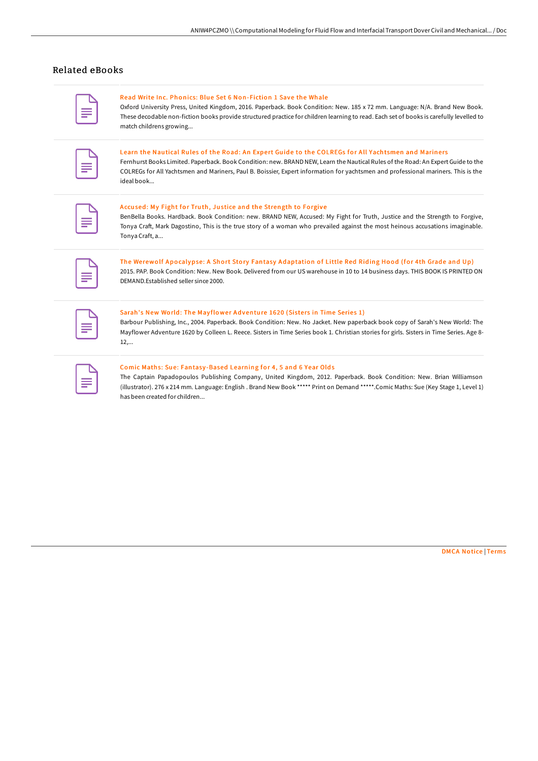## Related eBooks

### Read Write Inc. Phonics: Blue Set 6 Non-Fiction 1 Save the Whale

Oxford University Press, United Kingdom, 2016. Paperback. Book Condition: New. 185 x 72 mm. Language: N/A. Brand New Book. These decodable non-fiction books provide structured practice for children learning to read. Each set of books is carefully levelled to match childrens growing...

### Learn the Nautical Rules of the Road: An Expert Guide to the COLREGs for All Yachtsmen and Mariners

Fernhurst Books Limited. Paperback. Book Condition: new. BRAND NEW, Learn the Nautical Rules of the Road: An Expert Guide to the COLREGs for All Yachtsmen and Mariners, Paul B. Boissier, Expert information for yachtsmen and professional mariners. This is the ideal book...

### Accused: My Fight for Truth, Justice and the Strength to Forgive

BenBella Books. Hardback. Book Condition: new. BRAND NEW, Accused: My Fight for Truth, Justice and the Strength to Forgive, Tonya Craft, Mark Dagostino, This is the true story of a woman who prevailed against the most heinous accusations imaginable. Tonya Craft, a...

### The Werewolf Apocalypse: A Short Story Fantasy Adaptation of Little Red Riding Hood (for 4th Grade and Up)

2015. PAP. Book Condition: New. New Book. Delivered from our US warehouse in 10 to 14 business days. THIS BOOK IS PRINTED ON DEMAND.Established seller since 2000.

### Sarah's New World: The Mayflower Adventure 1620 (Sisters in Time Series 1)

Barbour Publishing, Inc., 2004. Paperback. Book Condition: New. No Jacket. New paperback book copy of Sarah's New World: The Mayflower Adventure 1620 by Colleen L. Reece. Sisters in Time Series book 1. Christian stories for girls. Sisters in Time Series. Age 8-12,...

### Comic Maths: Sue: Fantasy-Based Learning for 4, 5 and 6 Year Olds

The Captain Papadopoulos Publishing Company, United Kingdom, 2012. Paperback. Book Condition: New. Brian Williamson (illustrator). 276 x 214 mm. Language: English . Brand New Book ***** Print on Demand *****.Comic Maths: Sue (Key Stage 1, Level 1) has been created for children...